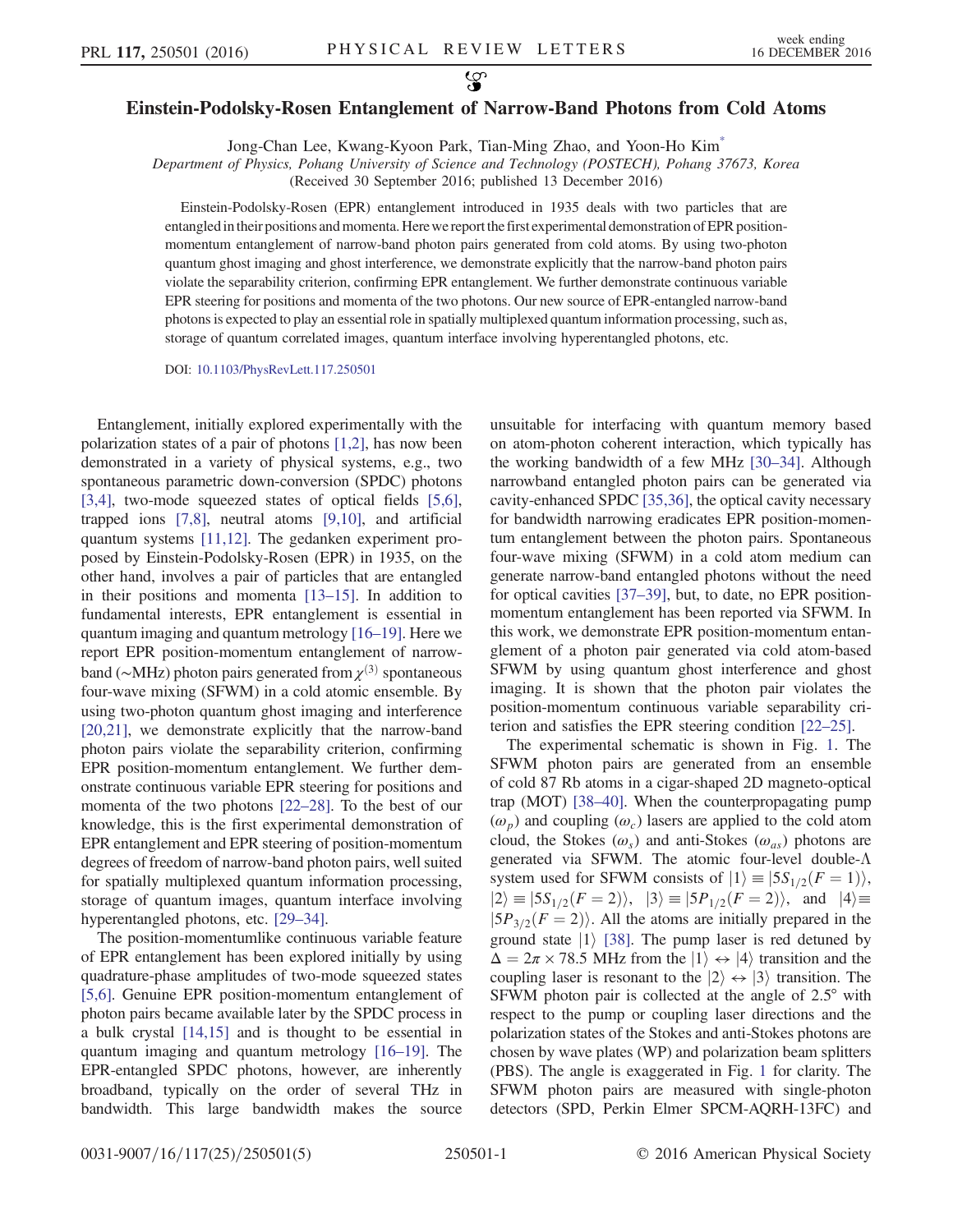# Einstein-Podolsky-Rosen Entanglement of Narrow-Band Photons from Cold Atoms

Jong-Chan Lee, Kwang-Kyoon Park, Tian-Ming Zhao, and Yoon-Ho Kim[*]

*Department of Physics, Pohang University of Science and Technology (POSTECH), Pohang 37673, Korea*

(Received 30 September 2016; published 13 December 2016)

Einstein-Podolsky-Rosen (EPR) entanglement introduced in 1935 deals with two particles that are entangled in their positions and momenta. Here we report the first experimental demonstration of EPR position-momentum entanglement of narrow-band photon pairs generated from cold atoms. By using two-photon quantum ghost imaging and ghost interference, we demonstrate explicitly that the narrow-band photon pairs violate the separability criterion, confirming EPR entanglement. We further demonstrate continuous variable EPR steering for positions and momenta of the two photons. Our new source of EPR-entangled narrow-band photons is expected to play an essential role in spatially multiplexed quantum information processing, such as, storage of quantum correlated images, quantum interface involving hyperentangled photons, etc.

DOI: 10.1103/PhysRevLett.117.250501

Entanglement, initially explored experimentally with the polarization states of a pair of photons [1,2], has now been demonstrated in a variety of physical systems, e.g., two spontaneous parametric down-conversion (SPDC) photons [3,4], two-mode squeezed states of optical fields [5,6], trapped ions [7,8], neutral atoms [9,10], and artificial quantum systems [11,12]. The gedanken experiment proposed by Einstein-Podolsky-Rosen (EPR) in 1935, on the other hand, involves a pair of particles that are entangled in their positions and momenta [13–15]. In addition to fundamental interests, EPR entanglement is essential in quantum imaging and quantum metrology [16–19]. Here we report EPR position-momentum entanglement of narrow-band ($\sim$MHz) photon pairs generated from $\chi^{(3)}$ spontaneous four-wave mixing (SFWM) in a cold atomic ensemble. By using two-photon quantum ghost imaging and interference [20,21], we demonstrate explicitly that the narrow-band photon pairs violate the separability criterion, confirming EPR position-momentum entanglement. We further demonstrate continuous variable EPR steering for positions and momenta of the two photons [22–28]. To the best of our knowledge, this is the first experimental demonstration of EPR entanglement and EPR steering of position-momentum degrees of freedom of narrow-band photon pairs, well suited for spatially multiplexed quantum information processing, storage of quantum images, quantum interface involving hyperentangled photons, etc. [29–34].

The position-momentumlike continuous variable feature of EPR entanglement has been explored initially by using quadrature-phase amplitudes of two-mode squeezed states [5,6]. Genuine EPR position-momentum entanglement of photon pairs became available later by the SPDC process in a bulk crystal [14,15] and is thought to be essential in quantum imaging and quantum metrology [16–19]. The EPR-entangled SPDC photons, however, are inherently broadband, typically on the order of several THz in bandwidth. This large bandwidth makes the source unsuitable for interfacing with quantum memory based on atom-photon coherent interaction, which typically has the working bandwidth of a few MHz [30–34]. Although narrowband entangled photon pairs can be generated via cavity-enhanced SPDC [35,36], the optical cavity necessary for bandwidth narrowing eradicates EPR position-momentum entanglement between the photon pairs. Spontaneous four-wave mixing (SFWM) in a cold atom medium can generate narrow-band entangled photons without the need for optical cavities [37–39], but, to date, no EPR position-momentum entanglement has been reported via SFWM. In this work, we demonstrate EPR position-momentum entanglement of a photon pair generated via cold atom-based SFWM by using quantum ghost interference and ghost imaging. It is shown that the photon pair violates the position-momentum continuous variable separability criterion and satisfies the EPR steering condition [22–25].

The experimental schematic is shown in Fig. 1. The SFWM photon pairs are generated from an ensemble of cold 87 Rb atoms in a cigar-shaped 2D magneto-optical trap (MOT) [38–40]. When the counterpropagating pump ($\omega_p$) and coupling ($\omega_c$) lasers are applied to the cold atom cloud, the Stokes ($\omega_s$) and anti-Stokes ($\omega_{as}$) photons are generated via SFWM. The atomic four-level double-$\Lambda$ system used for SFWM consists of $|1\rangle \equiv |5S_{1/2}(F=1)\rangle$, $|2\rangle \equiv |5S_{1/2}(F=2)\rangle$, $|3\rangle \equiv |5P_{1/2}(F=2)\rangle$, and $|4\rangle \equiv |5P_{3/2}(F=2)\rangle$. All the atoms are initially prepared in the ground state $|1\rangle$ [38]. The pump laser is red detuned by $\Delta = 2\pi \times 78.5$ MHz from the $|1\rangle \leftrightarrow |4\rangle$ transition and the coupling laser is resonant to the $|2\rangle \leftrightarrow |3\rangle$ transition. The SFWM photon pair is collected at the angle of 2.5° with respect to the pump or coupling laser directions and the polarization states of the Stokes and anti-Stokes photons are chosen by wave plates (WP) and polarization beam splitters (PBS). The angle is exaggerated in Fig. 1 for clarity. The SFWM photon pairs are measured with single-photon detectors (SPD, Perkin Elmer SPCM-AQRH-13FC) and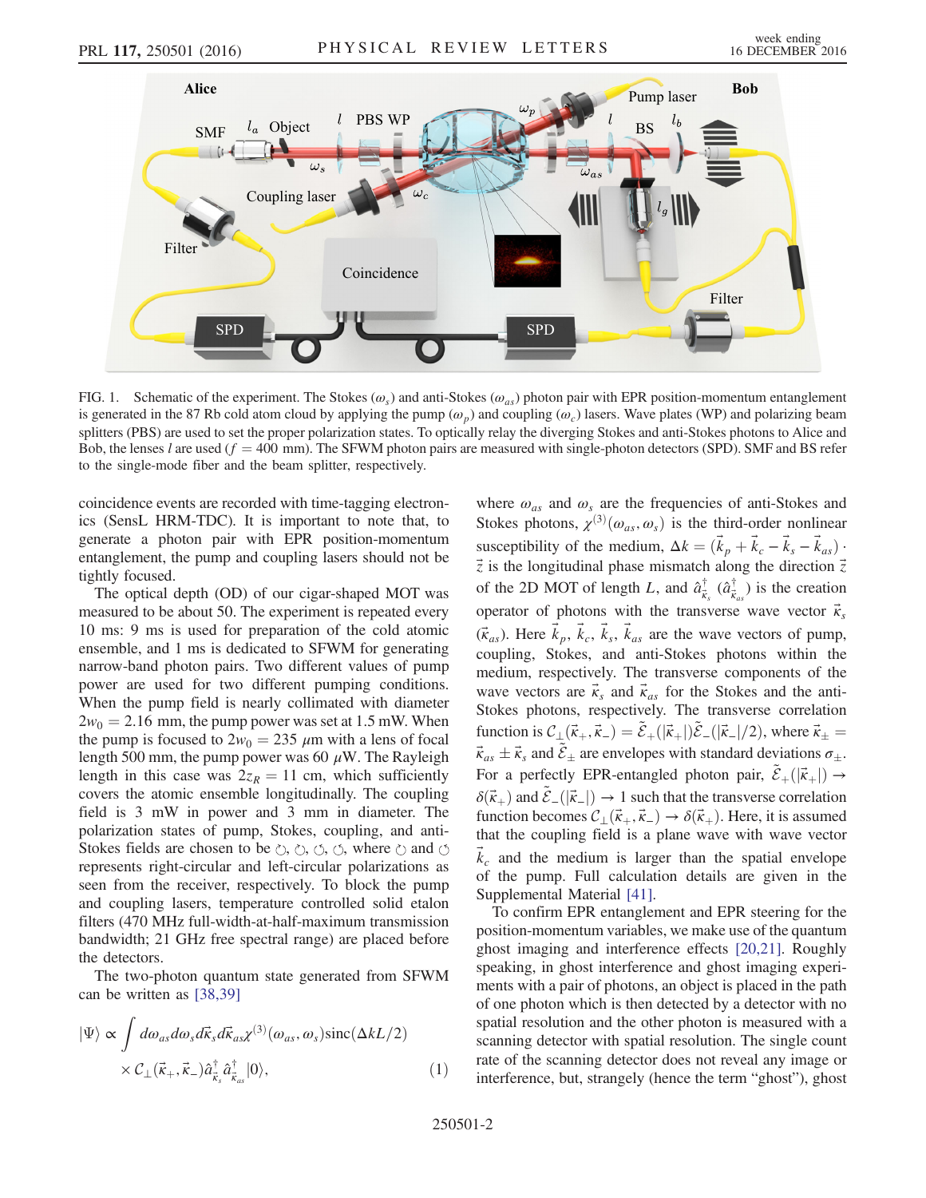FIG. 1. Schematic of the experiment. The Stokes ($\omega_s$) and anti-Stokes ($\omega_{as}$) photon pair with EPR position-momentum entanglement is generated in the 87 Rb cold atom cloud by applying the pump ($\omega_p$) and coupling ($\omega_c$) lasers. Wave plates (WP) and polarizing beam splitters (PBS) are used to set the proper polarization states. To optically relay the diverging Stokes and anti-Stokes photons to Alice and Bob, the lenses $l$ are used ($f = 400$ mm). The SFWM photon pairs are measured with single-photon detectors (SPD). SMF and BS refer to the single-mode fiber and the beam splitter, respectively.

coincidence events are recorded with time-tagging electronics (SensL HRM-TDC). It is important to note that, to generate a photon pair with EPR position-momentum entanglement, the pump and coupling lasers should not be tightly focused.

The optical depth (OD) of our cigar-shaped MOT was measured to be about 50. The experiment is repeated every 10 ms: 9 ms is used for preparation of the cold atomic ensemble, and 1 ms is dedicated to SFWM for generating narrow-band photon pairs. Two different values of pump power are used for two different pumping conditions. When the pump field is nearly collimated with diameter $2w_0 = 2.16$ mm, the pump power was set at 1.5 mW. When the pump is focused to $2w_0 = 235$ $\mu$m with a lens of focal length 500 mm, the pump power was 60 $\mu$W. The Rayleigh length in this case was $2z_R = 11$ cm, which sufficiently covers the atomic ensemble longitudinally. The coupling field is 3 mW in power and 3 mm in diameter. The polarization states of pump, Stokes, coupling, and anti-Stokes fields are chosen to be $\circlearrowright, \circlearrowright, \circlearrowleft, \circlearrowleft$, where $\circlearrowright$ and $\circlearrowleft$ represents right-circular and left-circular polarizations as seen from the receiver, respectively. To block the pump and coupling lasers, temperature controlled solid etalon filters (470 MHz full-width-at-half-maximum transmission bandwidth; 21 GHz free spectral range) are placed before the detectors.

The two-photon quantum state generated from SFWM can be written as [38,39]

$$|\Psi\rangle \propto \int d\omega_{as} d\omega_s d\vec{\kappa}_s d\vec{\kappa}_{as} \chi^{(3)}(\omega_{as}, \omega_s) \mathrm{sinc}(\Delta k L/2) \times \mathcal{C}_\perp(\vec{\kappa}_+, \vec{\kappa}_-) \hat{a}^\dagger_{\vec{\kappa}_s} \hat{a}^\dagger_{\vec{\kappa}_{as}} |0\rangle, \tag{1}$$

where $\omega_{as}$ and $\omega_s$ are the frequencies of anti-Stokes and Stokes photons, $\chi^{(3)}(\omega_{as}, \omega_s)$ is the third-order nonlinear susceptibility of the medium, $\Delta k = (\vec{k}_p + \vec{k}_c - \vec{k}_s - \vec{k}_{as}) \cdot \vec{z}$ is the longitudinal phase mismatch along the direction $\vec{z}$ of the 2D MOT of length $L$, and $\hat{a}^\dagger_{\vec{\kappa}_s}$ ($\hat{a}^\dagger_{\vec{\kappa}_{as}}$) is the creation operator of photons with the transverse wave vector $\vec{\kappa}_s$ ($\vec{\kappa}_{as}$). Here $\vec{k}_p$, $\vec{k}_c$, $\vec{k}_s$, $\vec{k}_{as}$ are the wave vectors of pump, coupling, Stokes, and anti-Stokes photons within the medium, respectively. The transverse components of the wave vectors are $\vec{\kappa}_s$ and $\vec{\kappa}_{as}$ for the Stokes and the anti-Stokes photons, respectively. The transverse correlation function is $\mathcal{C}_\perp(\vec{\kappa}_+, \vec{\kappa}_-) = \tilde{\mathcal{E}}_+(|\vec{\kappa}_+|)\tilde{\mathcal{E}}_-(|\vec{\kappa}_-|/2)$, where $\vec{\kappa}_\pm = \vec{\kappa}_{as} \pm \vec{\kappa}_s$ and $\tilde{\mathcal{E}}_\pm$ are envelopes with standard deviations $\sigma_\pm$. For a perfectly EPR-entangled photon pair, $\tilde{\mathcal{E}}_+(|\vec{\kappa}_+|) \to \delta(\vec{\kappa}_+)$ and $\tilde{\mathcal{E}}_-(|\vec{\kappa}_-|) \to 1$ such that the transverse correlation function becomes $\mathcal{C}_\perp(\vec{\kappa}_+, \vec{\kappa}_-) \to \delta(\vec{\kappa}_+)$. Here, it is assumed that the coupling field is a plane wave with wave vector $\vec{k}_c$ and the medium is larger than the spatial envelope of the pump. Full calculation details are given in the Supplemental Material [41].

To confirm EPR entanglement and EPR steering for the position-momentum variables, we make use of the quantum ghost imaging and interference effects [20,21]. Roughly speaking, in ghost interference and ghost imaging experiments with a pair of photons, an object is placed in the path of one photon which is then detected by a detector with no spatial resolution and the other photon is measured with a scanning detector with spatial resolution. The single count rate of the scanning detector does not reveal any image or interference, but, strangely (hence the term "ghost"), ghost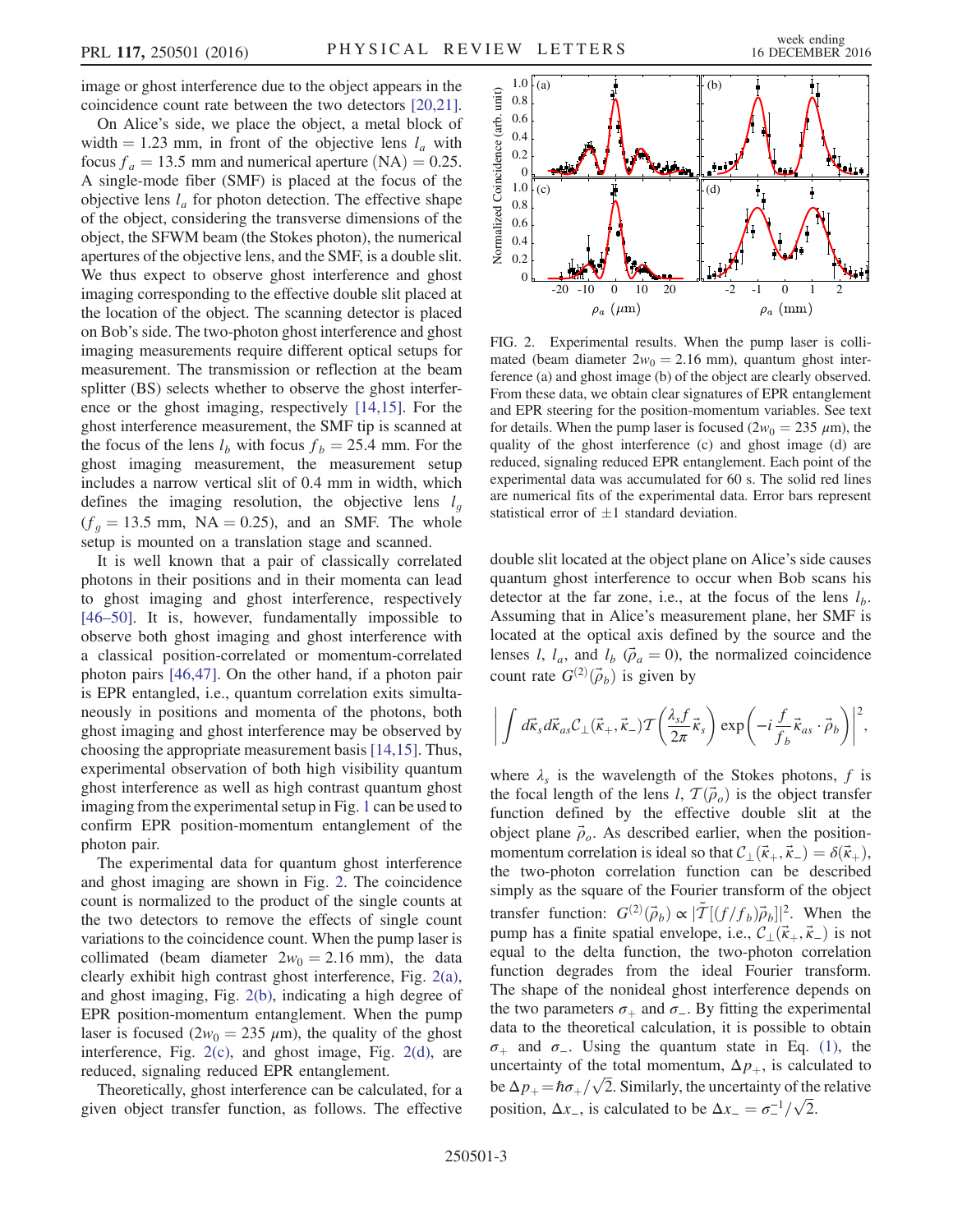image or ghost interference due to the object appears in the coincidence count rate between the two detectors [20,21].

On Alice's side, we place the object, a metal block of width $= 1.23$ mm, in front of the objective lens $l_a$ with focus $f_a = 13.5$ mm and numerical aperture (NA) $= 0.25$. A single-mode fiber (SMF) is placed at the focus of the objective lens $l_a$ for photon detection. The effective shape of the object, considering the transverse dimensions of the object, the SFWM beam (the Stokes photon), the numerical apertures of the objective lens, and the SMF, is a double slit. We thus expect to observe ghost interference and ghost imaging corresponding to the effective double slit placed at the location of the object. The scanning detector is placed on Bob's side. The two-photon ghost interference and ghost imaging measurements require different optical setups for measurement. The transmission or reflection at the beam splitter (BS) selects whether to observe the ghost interference or the ghost imaging, respectively [14,15]. For the ghost interference measurement, the SMF tip is scanned at the focus of the lens $l_b$ with focus $f_b = 25.4$ mm. For the ghost imaging measurement, the measurement setup includes a narrow vertical slit of 0.4 mm in width, which defines the imaging resolution, the objective lens $l_g$ ($f_g = 13.5$ mm, NA $= 0.25$), and an SMF. The whole setup is mounted on a translation stage and scanned.

It is well known that a pair of classically correlated photons in their positions and in their momenta can lead to ghost imaging and ghost interference, respectively [46–50]. It is, however, fundamentally impossible to observe both ghost imaging and ghost interference with a classical position-correlated or momentum-correlated photon pairs [46,47]. On the other hand, if a photon pair is EPR entangled, i.e., quantum correlation exits simultaneously in positions and momenta of the photons, both ghost imaging and ghost interference may be observed by choosing the appropriate measurement basis [14,15]. Thus, experimental observation of both high visibility quantum ghost interference as well as high contrast quantum ghost imaging from the experimental setup in Fig. 1 can be used to confirm EPR position-momentum entanglement of the photon pair.

The experimental data for quantum ghost interference and ghost imaging are shown in Fig. 2. The coincidence count is normalized to the product of the single counts at the two detectors to remove the effects of single count variations to the coincidence count. When the pump laser is collimated (beam diameter $2w_0 = 2.16$ mm), the data clearly exhibit high contrast ghost interference, Fig. 2(a), and ghost imaging, Fig. 2(b), indicating a high degree of EPR position-momentum entanglement. When the pump laser is focused ($2w_0 = 235$ $\mu$m), the quality of the ghost interference, Fig. 2(c), and ghost image, Fig. 2(d), are reduced, signaling reduced EPR entanglement.

Theoretically, ghost interference can be calculated, for a given object transfer function, as follows. The effective double slit located at the object plane on Alice's side causes quantum ghost interference to occur when Bob scans his detector at the far zone, i.e., at the focus of the lens $l_b$. Assuming that in Alice's measurement plane, her SMF is located at the optical axis defined by the source and the lenses $l$, $l_a$, and $l_b$ ($\vec{\rho}_a = 0$), the normalized coincidence count rate $G^{(2)}(\vec{\rho}_b)$ is given by

$$\left| \int d\vec{\kappa}_s d\vec{\kappa}_{as} \mathcal{C}_\perp(\vec{\kappa}_+, \vec{\kappa}_-) \mathcal{T}\left(\frac{\lambda_s f}{2\pi}\vec{\kappa}_s\right) \exp\left(-i\frac{f}{f_b}\vec{\kappa}_{as}\cdot\vec{\rho}_b\right)\right|^2,$$

where $\lambda_s$ is the wavelength of the Stokes photons, $f$ is the focal length of the lens $l$, $\mathcal{T}(\vec{\rho}_o)$ is the object transfer function defined by the effective double slit at the object plane $\vec{\rho}_o$. As described earlier, when the position-momentum correlation is ideal so that $\mathcal{C}_\perp(\vec{\kappa}_+, \vec{\kappa}_-) = \delta(\vec{\kappa}_+)$, the two-photon correlation function can be described simply as the square of the Fourier transform of the object transfer function: $G^{(2)}(\vec{\rho}_b) \propto |\tilde{\mathcal{T}}[(f/f_b)\vec{\rho}_b]|^2$. When the pump has a finite spatial envelope, i.e., $\mathcal{C}_\perp(\vec{\kappa}_+, \vec{\kappa}_-)$ is not equal to the delta function, the two-photon correlation function degrades from the ideal Fourier transform. The shape of the nonideal ghost interference depends on the two parameters $\sigma_+$ and $\sigma_-$. By fitting the experimental data to the theoretical calculation, it is possible to obtain $\sigma_+$ and $\sigma_-$. Using the quantum state in Eq. (1), the uncertainty of the total momentum, $\Delta p_+$, is calculated to be $\Delta p_+ = \hbar\sigma_+/\sqrt{2}$. Similarly, the uncertainty of the relative position, $\Delta x_-$, is calculated to be $\Delta x_- = \sigma_-^{-1}/\sqrt{2}$.

FIG. 2. Experimental results. When the pump laser is collimated (beam diameter $2w_0 = 2.16$ mm), quantum ghost interference (a) and ghost image (b) of the object are clearly observed. From these data, we obtain clear signatures of EPR entanglement and EPR steering for the position-momentum variables. See text for details. When the pump laser is focused ($2w_0 = 235$ $\mu$m), the quality of the ghost interference (c) and ghost image (d) are reduced, signaling reduced EPR entanglement. Each point of the experimental data was accumulated for 60 s. The solid red lines are numerical fits of the experimental data. Error bars represent statistical error of $\pm 1$ standard deviation.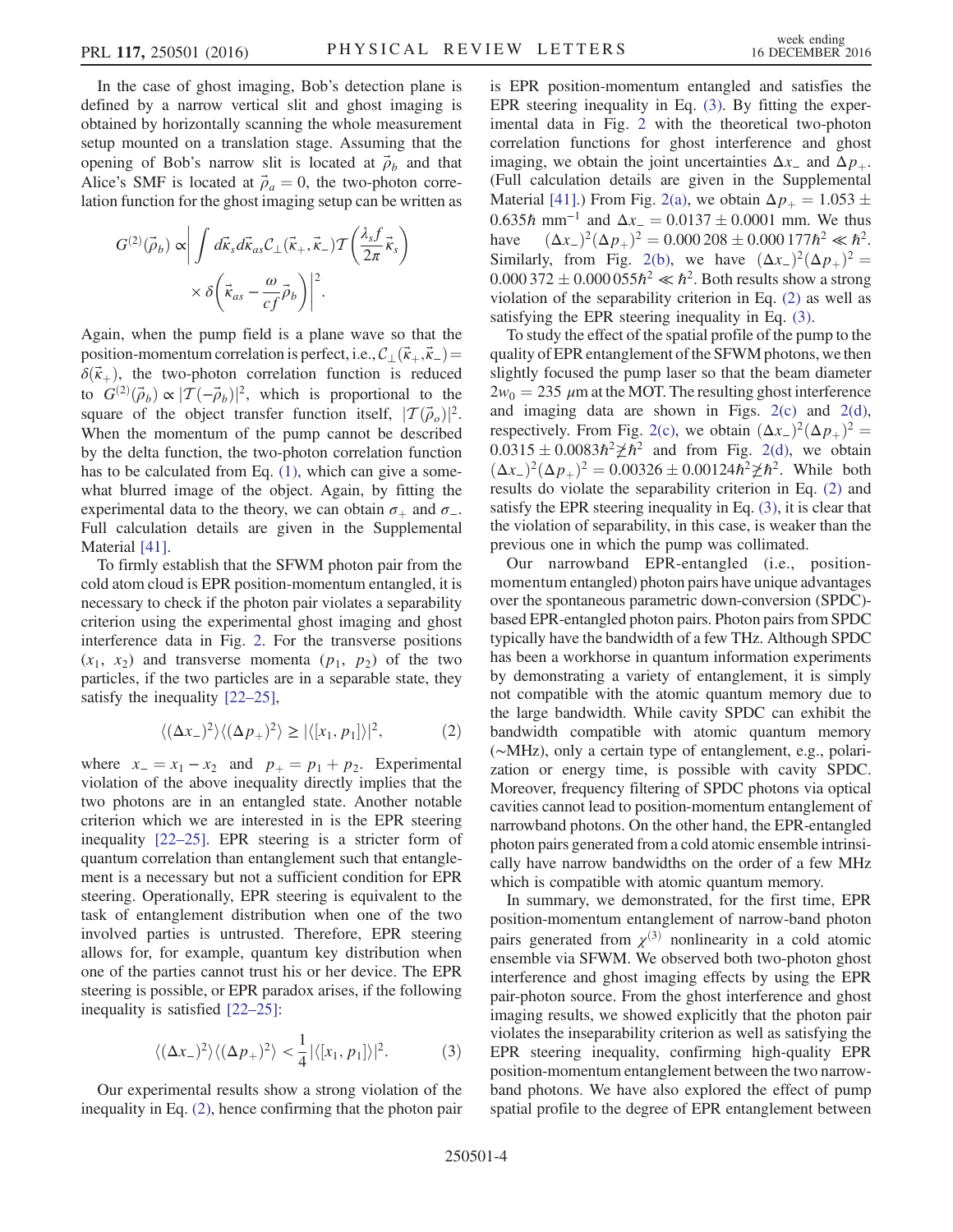In the case of ghost imaging, Bob's detection plane is defined by a narrow vertical slit and ghost imaging is obtained by horizontally scanning the whole measurement setup mounted on a translation stage. Assuming that the opening of Bob's narrow slit is located at $\vec{\rho}_b$ and that Alice's SMF is located at $\vec{\rho}_a = 0$, the two-photon correlation function for the ghost imaging setup can be written as

$$G^{(2)}(\vec{\rho}_b) \propto \left| \int d\vec{\kappa}_s d\vec{\kappa}_{as} \mathcal{C}_\perp(\vec{\kappa}_+, \vec{\kappa}_-) \mathcal{T}\left(\frac{\lambda_s f}{2\pi}\vec{\kappa}_s\right) \times \delta\left(\vec{\kappa}_{as} - \frac{\omega}{cf}\vec{\rho}_b\right) \right|^2.$$

Again, when the pump field is a plane wave so that the position-momentum correlation is perfect, i.e., $\mathcal{C}_\perp(\vec{\kappa}_+, \vec{\kappa}_-) = \delta(\vec{\kappa}_+)$, the two-photon correlation function is reduced to $G^{(2)}(\vec{\rho}_b) \propto |\mathcal{T}(-\vec{\rho}_b)|^2$, which is proportional to the square of the object transfer function itself, $|\mathcal{T}(\vec{\rho}_o)|^2$. When the momentum of the pump cannot be described by the delta function, the two-photon correlation function has to be calculated from Eq. (1), which can give a somewhat blurred image of the object. Again, by fitting the experimental data to the theory, we can obtain $\sigma_+$ and $\sigma_-$. Full calculation details are given in the Supplemental Material [41].

To firmly establish that the SFWM photon pair from the cold atom cloud is EPR position-momentum entangled, it is necessary to check if the photon pair violates a separability criterion using the experimental ghost imaging and ghost interference data in Fig. 2. For the transverse positions ($x_1$, $x_2$) and transverse momenta ($p_1$, $p_2$) of the two particles, if the two particles are in a separable state, they satisfy the inequality [22–25],

$$\langle(\Delta x_-)^2\rangle\langle(\Delta p_+)^2\rangle \geq |\langle[x_1, p_1]\rangle|^2, \tag{2}$$

where $x_- = x_1 - x_2$ and $p_+ = p_1 + p_2$. Experimental violation of the above inequality directly implies that the two photons are in an entangled state. Another notable criterion which we are interested in is the EPR steering inequality [22–25]. EPR steering is a stricter form of quantum correlation than entanglement such that entanglement is a necessary but not a sufficient condition for EPR steering. Operationally, EPR steering is equivalent to the task of entanglement distribution when one of the two involved parties is untrusted. Therefore, EPR steering allows for, for example, quantum key distribution when one of the parties cannot trust his or her device. The EPR steering is possible, or EPR paradox arises, if the following inequality is satisfied [22–25]:

$$\langle(\Delta x_-)^2\rangle\langle(\Delta p_+)^2\rangle < \frac{1}{4}|\langle[x_1, p_1]\rangle|^2. \tag{3}$$

Our experimental results show a strong violation of the inequality in Eq. (2), hence confirming that the photon pair is EPR position-momentum entangled and satisfies the EPR steering inequality in Eq. (3). By fitting the experimental data in Fig. 2 with the theoretical two-photon correlation functions for ghost interference and ghost imaging, we obtain the joint uncertainties $\Delta x_-$ and $\Delta p_+$. (Full calculation details are given in the Supplemental Material [41].) From Fig. 2(a), we obtain $\Delta p_+ = 1.053 \pm 0.635\hbar$ mm$^{-1}$ and $\Delta x_- = 0.0137 \pm 0.0001$ mm. We thus have $(\Delta x_-)^2(\Delta p_+)^2 = 0.000\,208 \pm 0.000\,177\hbar^2 \ll \hbar^2$. Similarly, from Fig. 2(b), we have $(\Delta x_-)^2(\Delta p_+)^2 = 0.000\,372 \pm 0.000\,055\hbar^2 \ll \hbar^2$. Both results show a strong violation of the separability criterion in Eq. (2) as well as satisfying the EPR steering inequality in Eq. (3).

To study the effect of the spatial profile of the pump to the quality of EPR entanglement of the SFWM photons, we then slightly focused the pump laser so that the beam diameter $2w_0 = 235$ $\mu$m at the MOT. The resulting ghost interference and imaging data are shown in Figs. 2(c) and 2(d), respectively. From Fig. 2(c), we obtain $(\Delta x_-)^2(\Delta p_+)^2 = 0.0315 \pm 0.0083\hbar^2 \not\gg \hbar^2$ and from Fig. 2(d), we obtain $(\Delta x_-)^2(\Delta p_+)^2 = 0.00326 \pm 0.00124\hbar^2 \not\gg \hbar^2$. While both results do violate the separability criterion in Eq. (2) and satisfy the EPR steering inequality in Eq. (3), it is clear that the violation of separability, in this case, is weaker than the previous one in which the pump was collimated.

Our narrowband EPR-entangled (i.e., position-momentum entangled) photon pairs have unique advantages over the spontaneous parametric down-conversion (SPDC)-based EPR-entangled photon pairs. Photon pairs from SPDC typically have the bandwidth of a few THz. Although SPDC has been a workhorse in quantum information experiments by demonstrating a variety of entanglement, it is simply not compatible with the atomic quantum memory due to the large bandwidth. While cavity SPDC can exhibit the bandwidth compatible with atomic quantum memory (∼MHz), only a certain type of entanglement, e.g., polarization or energy time, is possible with cavity SPDC. Moreover, frequency filtering of SPDC photons via optical cavities cannot lead to position-momentum entanglement of narrowband photons. On the other hand, the EPR-entangled photon pairs generated from a cold atomic ensemble intrinsically have narrow bandwidths on the order of a few MHz which is compatible with atomic quantum memory.

In summary, we demonstrated, for the first time, EPR position-momentum entanglement of narrow-band photon pairs generated from $\chi^{(3)}$ nonlinearity in a cold atomic ensemble via SFWM. We observed both two-photon ghost interference and ghost imaging effects by using the EPR pair-photon source. From the ghost interference and ghost imaging results, we showed explicitly that the photon pair violates the inseparability criterion as well as satisfying the EPR steering inequality, confirming high-quality EPR position-momentum entanglement between the two narrowband photons. We have also explored the effect of pump spatial profile to the degree of EPR entanglement between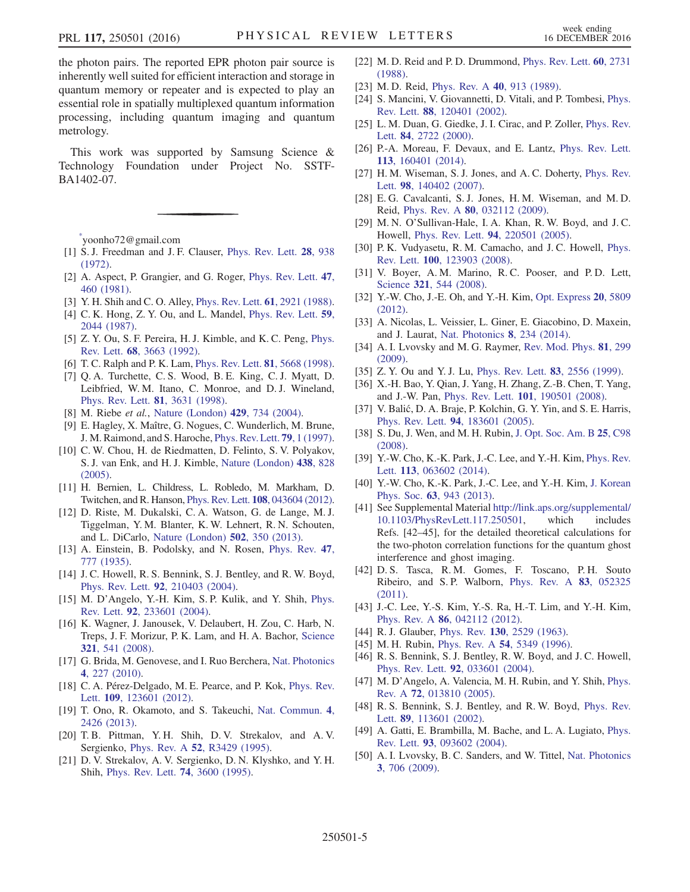the photon pairs. The reported EPR photon pair source is inherently well suited for efficient interaction and storage in quantum memory or repeater and is expected to play an essential role in spatially multiplexed quantum information processing, including quantum imaging and quantum metrology.

This work was supported by Samsung Science & Technology Foundation under Project No. SSTF-BA1402-07.

---

*yoonho72@gmail.com

[1] S. J. Freedman and J. F. Clauser, Phys. Rev. Lett. **28**, 938 (1972).

[2] A. Aspect, P. Grangier, and G. Roger, Phys. Rev. Lett. **47**, 460 (1981).

[3] Y. H. Shih and C. O. Alley, Phys. Rev. Lett. **61**, 2921 (1988).

[4] C. K. Hong, Z. Y. Ou, and L. Mandel, Phys. Rev. Lett. **59**, 2044 (1987).

[5] Z. Y. Ou, S. F. Pereira, H. J. Kimble, and K. C. Peng, Phys. Rev. Lett. **68**, 3663 (1992).

[6] T. C. Ralph and P. K. Lam, Phys. Rev. Lett. **81**, 5668 (1998).

[7] Q. A. Turchette, C. S. Wood, B. E. King, C. J. Myatt, D. Leibfried, W. M. Itano, C. Monroe, and D. J. Wineland, Phys. Rev. Lett. **81**, 3631 (1998).

[8] M. Riebe *et al.*, Nature (London) **429**, 734 (2004).

[9] E. Hagley, X. Maître, G. Nogues, C. Wunderlich, M. Brune, J. M. Raimond, and S. Haroche, Phys. Rev. Lett. **79**, 1 (1997).

[10] C. W. Chou, H. de Riedmatten, D. Felinto, S. V. Polyakov, S. J. van Enk, and H. J. Kimble, Nature (London) **438**, 828 (2005).

[11] H. Bernien, L. Childress, L. Robledo, M. Markham, D. Twitchen, and R. Hanson, Phys. Rev. Lett. **108**, 043604 (2012).

[12] D. Riste, M. Dukalski, C. A. Watson, G. de Lange, M. J. Tiggelman, Y. M. Blanter, K. W. Lehnert, R. N. Schouten, and L. DiCarlo, Nature (London) **502**, 350 (2013).

[13] A. Einstein, B. Podolsky, and N. Rosen, Phys. Rev. **47**, 777 (1935).

[14] J. C. Howell, R. S. Bennink, S. J. Bentley, and R. W. Boyd, Phys. Rev. Lett. **92**, 210403 (2004).

[15] M. D'Angelo, Y.-H. Kim, S. P. Kulik, and Y. Shih, Phys. Rev. Lett. **92**, 233601 (2004).

[16] K. Wagner, J. Janousek, V. Delaubert, H. Zou, C. Harb, N. Treps, J. F. Morizur, P. K. Lam, and H. A. Bachor, Science **321**, 541 (2008).

[17] G. Brida, M. Genovese, and I. Ruo Berchera, Nat. Photonics **4**, 227 (2010).

[18] C. A. Pérez-Delgado, M. E. Pearce, and P. Kok, Phys. Rev. Lett. **109**, 123601 (2012).

[19] T. Ono, R. Okamoto, and S. Takeuchi, Nat. Commun. **4**, 2426 (2013).

[20] T. B. Pittman, Y. H. Shih, D. V. Strekalov, and A. V. Sergienko, Phys. Rev. A **52**, R3429 (1995).

[21] D. V. Strekalov, A. V. Sergienko, D. N. Klyshko, and Y. H. Shih, Phys. Rev. Lett. **74**, 3600 (1995).

[22] M. D. Reid and P. D. Drummond, Phys. Rev. Lett. **60**, 2731 (1988).

[23] M. D. Reid, Phys. Rev. A **40**, 913 (1989).

[24] S. Mancini, V. Giovannetti, D. Vitali, and P. Tombesi, Phys. Rev. Lett. **88**, 120401 (2002).

[25] L. M. Duan, G. Giedke, J. I. Cirac, and P. Zoller, Phys. Rev. Lett. **84**, 2722 (2000).

[26] P.-A. Moreau, F. Devaux, and E. Lantz, Phys. Rev. Lett. **113**, 160401 (2014).

[27] H. M. Wiseman, S. J. Jones, and A. C. Doherty, Phys. Rev. Lett. **98**, 140402 (2007).

[28] E. G. Cavalcanti, S. J. Jones, H. M. Wiseman, and M. D. Reid, Phys. Rev. A **80**, 032112 (2009).

[29] M. N. O'Sullivan-Hale, I. A. Khan, R. W. Boyd, and J. C. Howell, Phys. Rev. Lett. **94**, 220501 (2005).

[30] P. K. Vudyasetu, R. M. Camacho, and J. C. Howell, Phys. Rev. Lett. **100**, 123903 (2008).

[31] V. Boyer, A. M. Marino, R. C. Pooser, and P. D. Lett, Science **321**, 544 (2008).

[32] Y.-W. Cho, J.-E. Oh, and Y.-H. Kim, Opt. Express **20**, 5809 (2012).

[33] A. Nicolas, L. Veissier, L. Giner, E. Giacobino, D. Maxein, and J. Laurat, Nat. Photonics **8**, 234 (2014).

[34] A. I. Lvovsky and M. G. Raymer, Rev. Mod. Phys. **81**, 299 (2009).

[35] Z. Y. Ou and Y. J. Lu, Phys. Rev. Lett. **83**, 2556 (1999).

[36] X.-H. Bao, Y. Qian, J. Yang, H. Zhang, Z.-B. Chen, T. Yang, and J.-W. Pan, Phys. Rev. Lett. **101**, 190501 (2008).

[37] V. Balić, D. A. Braje, P. Kolchin, G. Y. Yin, and S. E. Harris, Phys. Rev. Lett. **94**, 183601 (2005).

[38] S. Du, J. Wen, and M. H. Rubin, J. Opt. Soc. Am. B **25**, C98 (2008).

[39] Y.-W. Cho, K.-K. Park, J.-C. Lee, and Y.-H. Kim, Phys. Rev. Lett. **113**, 063602 (2014).

[40] Y.-W. Cho, K.-K. Park, J.-C. Lee, and Y.-H. Kim, J. Korean Phys. Soc. **63**, 943 (2013).

[41] See Supplemental Material http://link.aps.org/supplemental/10.1103/PhysRevLett.117.250501, which includes Refs. [42–45], for the detailed theoretical calculations for the two-photon correlation functions for the quantum ghost interference and ghost imaging.

[42] D. S. Tasca, R. M. Gomes, F. Toscano, P. H. Souto Ribeiro, and S. P. Walborn, Phys. Rev. A **83**, 052325 (2011).

[43] J.-C. Lee, Y.-S. Kim, Y.-S. Ra, H.-T. Lim, and Y.-H. Kim, Phys. Rev. A **86**, 042112 (2012).

[44] R. J. Glauber, Phys. Rev. **130**, 2529 (1963).

[45] M. H. Rubin, Phys. Rev. A **54**, 5349 (1996).

[46] R. S. Bennink, S. J. Bentley, R. W. Boyd, and J. C. Howell, Phys. Rev. Lett. **92**, 033601 (2004).

[47] M. D'Angelo, A. Valencia, M. H. Rubin, and Y. Shih, Phys. Rev. A **72**, 013810 (2005).

[48] R. S. Bennink, S. J. Bentley, and R. W. Boyd, Phys. Rev. Lett. **89**, 113601 (2002).

[49] A. Gatti, E. Brambilla, M. Bache, and L. A. Lugiato, Phys. Rev. Lett. **93**, 093602 (2004).

[50] A. I. Lvovsky, B. C. Sanders, and W. Tittel, Nat. Photonics **3**, 706 (2009).